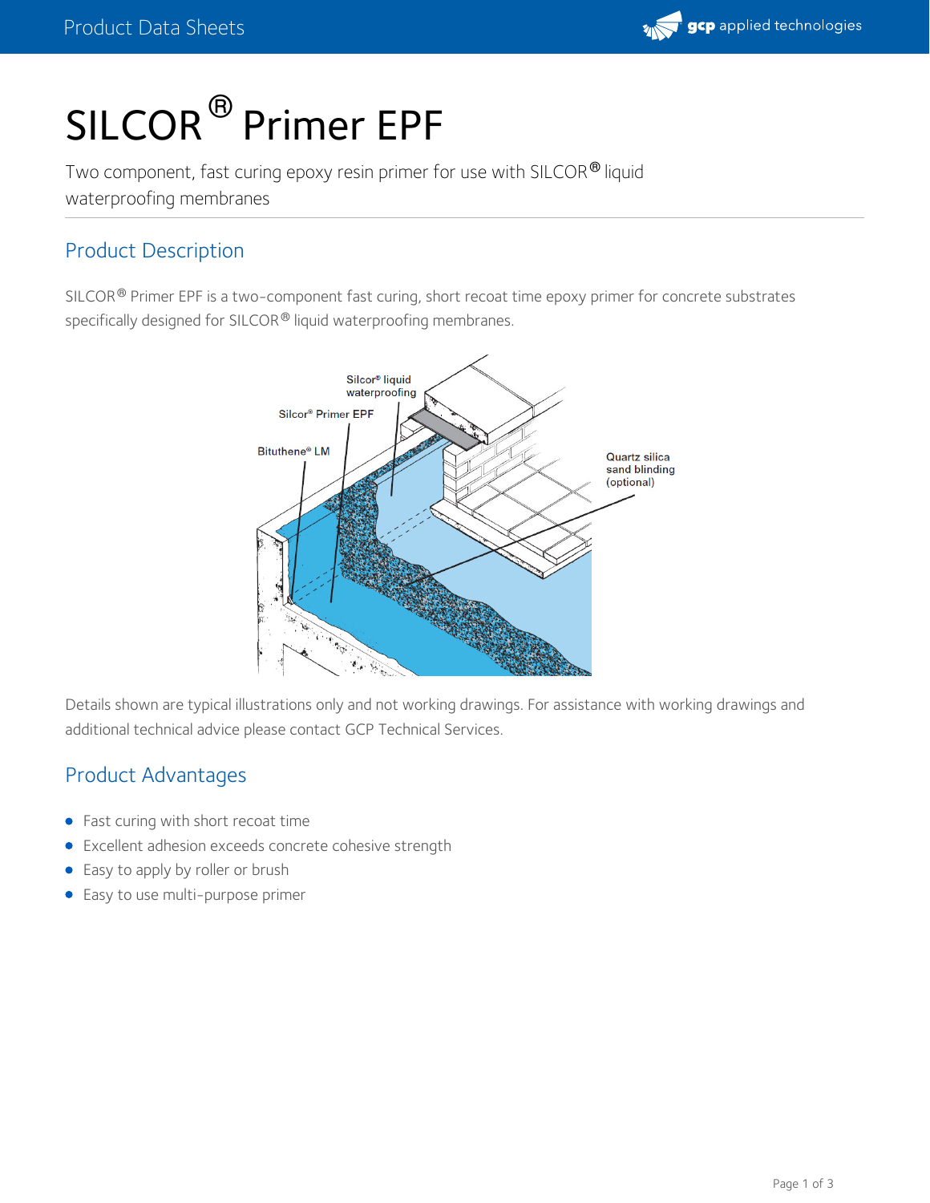# SILCOR® Primer EPF

Two component, fast curing epoxy resin primer for use with SILCOR® liquid waterproofing membranes

## Product Description

SILCOR® Primer EPF is a two-component fast curing, short recoat time epoxy primer for concrete substrates specifically designed for SILCOR® liquid waterproofing membranes.

Details shown are typical illustrations only and not working drawings. For assistance with working drawings and additional technical advice please contact GCP Technical Services.

## Product Advantages

- Fast curing with short recoat time
- Excellent adhesion exceeds concrete cohesive strength
- Easy to apply by roller or brush
- Easy to use multi-purpose primer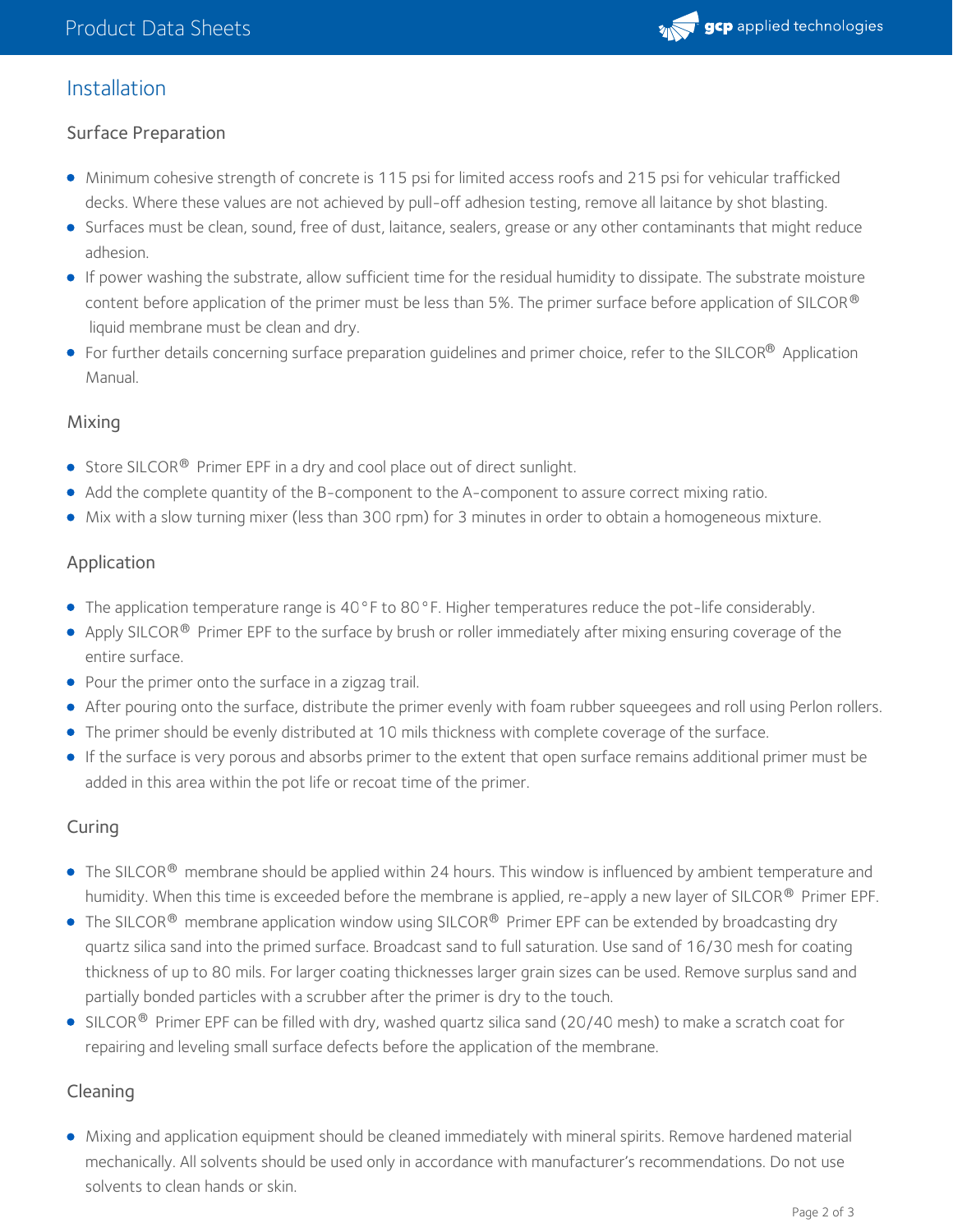## Installation

### Surface Preparation

- Minimum cohesive strength of concrete is 115 psi for limited access roofs and 215 psi for vehicular trafficked decks. Where these values are not achieved by pull-off adhesion testing, remove all laitance by shot blasting.
- Surfaces must be clean, sound, free of dust, laitance, sealers, grease or any other contaminants that might reduce adhesion.
- If power washing the substrate, allow sufficient time for the residual humidity to dissipate. The substrate moisture content before application of the primer must be less than 5%. The primer surface before application of SILCOR® liquid membrane must be clean and dry.
- For further details concerning surface preparation guidelines and primer choice, refer to the SILCOR® Application Manual.

### Mixing

- Store SILCOR® Primer EPF in a dry and cool place out of direct sunlight.
- Add the complete quantity of the B-component to the A-component to assure correct mixing ratio.
- Mix with a slow turning mixer (less than 300 rpm) for 3 minutes in order to obtain a homogeneous mixture.

### Application

- The application temperature range is 40°F to 80°F. Higher temperatures reduce the pot-life considerably.
- Apply SILCOR® Primer EPF to the surface by brush or roller immediately after mixing ensuring coverage of the entire surface.
- Pour the primer onto the surface in a zigzag trail.
- After pouring onto the surface, distribute the primer evenly with foam rubber squeegees and roll using Perlon rollers.
- The primer should be evenly distributed at 10 mils thickness with complete coverage of the surface.
- If the surface is very porous and absorbs primer to the extent that open surface remains additional primer must be added in this area within the pot life or recoat time of the primer.

### Curing

- The SILCOR® membrane should be applied within 24 hours. This window is influenced by ambient temperature and humidity. When this time is exceeded before the membrane is applied, re-apply a new layer of SILCOR® Primer EPF.
- The SILCOR® membrane application window using SILCOR® Primer EPF can be extended by broadcasting dry quartz silica sand into the primed surface. Broadcast sand to full saturation. Use sand of 16/30 mesh for coating thickness of up to 80 mils. For larger coating thicknesses larger grain sizes can be used. Remove surplus sand and partially bonded particles with a scrubber after the primer is dry to the touch.
- SILCOR® Primer EPF can be filled with dry, washed quartz silica sand (20/40 mesh) to make a scratch coat for repairing and leveling small surface defects before the application of the membrane.

### Cleaning

- Mixing and application equipment should be cleaned immediately with mineral spirits. Remove hardened material mechanically. All solvents should be used only in accordance with manufacturer's recommendations. Do not use solvents to clean hands or skin.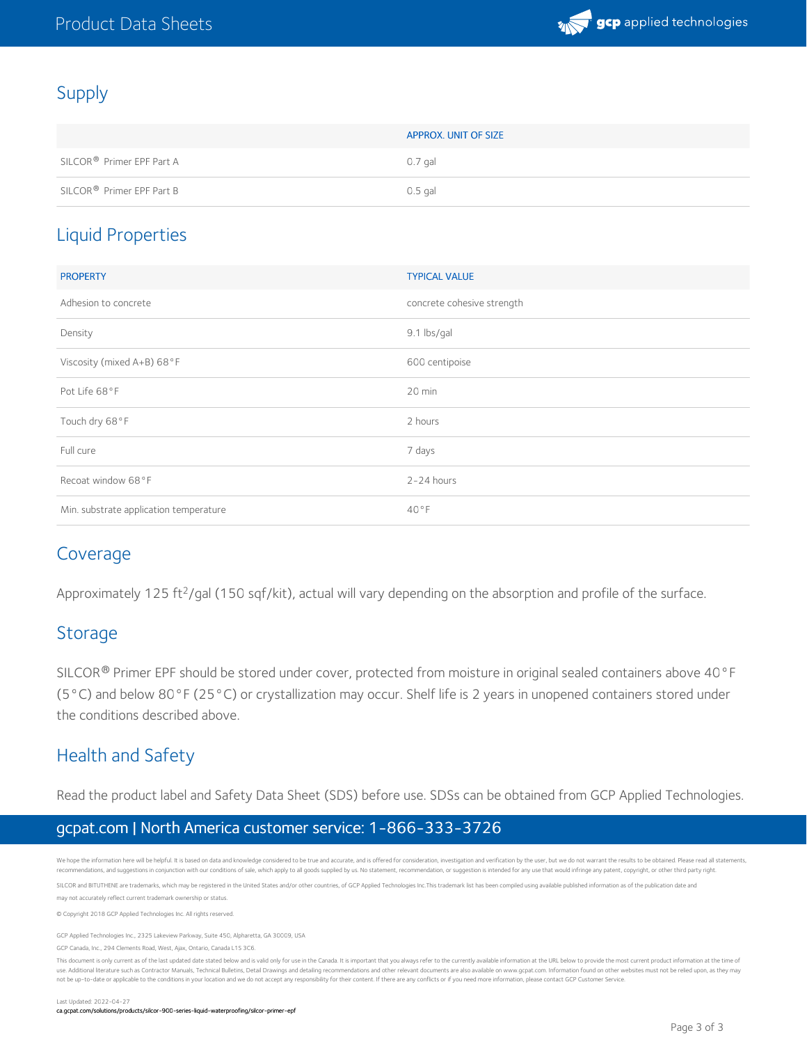## Supply

| | APPROX. UNIT OF SIZE |
|---|---|
| SILCOR® Primer EPF Part A | 0.7 gal |
| SILCOR® Primer EPF Part B | 0.5 gal |

## Liquid Properties

| PROPERTY | TYPICAL VALUE |
|---|---|
| Adhesion to concrete | concrete cohesive strength |
| Density | 9.1 lbs/gal |
| Viscosity (mixed A+B) 68°F | 600 centipoise |
| Pot Life 68°F | 20 min |
| Touch dry 68°F | 2 hours |
| Full cure | 7 days |
| Recoat window 68°F | 2-24 hours |
| Min. substrate application temperature | 40°F |

## Coverage

Approximately 125 $ft^2$/gal (150 sqf/kit), actual will vary depending on the absorption and profile of the surface.

## Storage

SILCOR® Primer EPF should be stored under cover, protected from moisture in original sealed containers above 40°F (5°C) and below 80°F (25°C) or crystallization may occur. Shelf life is 2 years in unopened containers stored under the conditions described above.

## Health and Safety

Read the product label and Safety Data Sheet (SDS) before use. SDSs can be obtained from GCP Applied Technologies.

gcpat.com | North America customer service: 1-866-333-3726

We hope the information here will be helpful. It is based on data and knowledge considered to be true and accurate, and is offered for consideration, investigation and verification by the user, but we do not warrant the results to be obtained. Please read all statements, recommendations, and suggestions in conjunction with our conditions of sale, which apply to all goods supplied by us. No statement, recommendation, or suggestion is intended for any use that would infringe any patent, copyright, or other third party right.

SILCOR and BITUTHENE are trademarks, which may be registered in the United States and/or other countries, of GCP Applied Technologies Inc.This trademark list has been compiled using available published information as of the publication date and may not accurately reflect current trademark ownership or status.

© Copyright 2018 GCP Applied Technologies Inc. All rights reserved.

GCP Applied Technologies Inc., 2325 Lakeview Parkway, Suite 450, Alpharetta, GA 30009, USA

GCP Canada, Inc., 294 Clements Road, West, Ajax, Ontario, Canada L1S 3C6.

This document is only current as of the last updated date stated below and is valid only for use in the Canada. It is important that you always refer to the currently available information at the URL below to provide the most current product information at the time of use. Additional literature such as Contractor Manuals, Technical Bulletins, Detail Drawings and detailing recommendations and other relevant documents are also available on www.gcpat.com. Information found on other websites must not be relied upon, as they may not be up-to-date or applicable to the conditions in your location and we do not accept any responsibility for their content. If there are any conflicts or if you need more information, please contact GCP Customer Service.

Last Updated: 2022-04-27
ca.gcpat.com/solutions/products/silcor-900-series-liquid-waterproofing/silcor-primer-epf